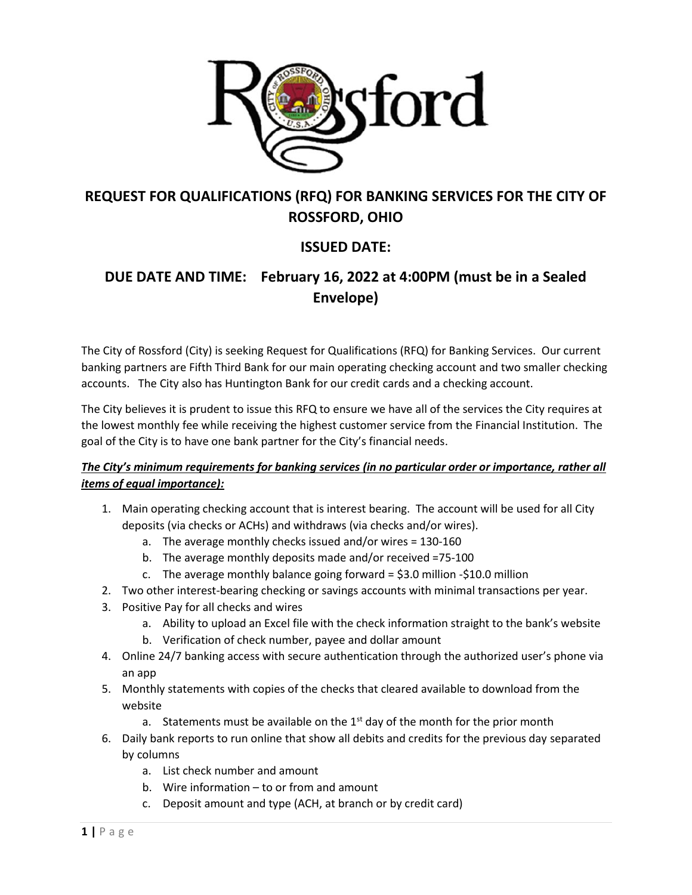# REQUEST FOR QUALIFICATIONS (RFQ) FOR BANKING SERVICES FOR THE CITY OF ROSSFORD, OHIO

## ISSUED DATE:

## DUE DATE AND TIME: February 16, 2022 at 4:00PM (must be in a Sealed Envelope)

The City of Rossford (City) is seeking Request for Qualifications (RFQ) for Banking Services. Our current banking partners are Fifth Third Bank for our main operating checking account and two smaller checking accounts. The City also has Huntington Bank for our credit cards and a checking account.

The City believes it is prudent to issue this RFQ to ensure we have all of the services the City requires at the lowest monthly fee while receiving the highest customer service from the Financial Institution. The goal of the City is to have one bank partner for the City's financial needs.

***<u>The City's minimum requirements for banking services (in no particular order or importance, rather all items of equal importance):</u>***

1. Main operating checking account that is interest bearing. The account will be used for all City deposits (via checks or ACHs) and withdraws (via checks and/or wires).
    a. The average monthly checks issued and/or wires = 130-160
    b. The average monthly deposits made and/or received =75-100
    c. The average monthly balance going forward = $3.0 million -$10.0 million
2. Two other interest-bearing checking or savings accounts with minimal transactions per year.
3. Positive Pay for all checks and wires
    a. Ability to upload an Excel file with the check information straight to the bank's website
    b. Verification of check number, payee and dollar amount
4. Online 24/7 banking access with secure authentication through the authorized user's phone via an app
5. Monthly statements with copies of the checks that cleared available to download from the website
    a. Statements must be available on the 1st day of the month for the prior month
6. Daily bank reports to run online that show all debits and credits for the previous day separated by columns
    a. List check number and amount
    b. Wire information – to or from and amount
    c. Deposit amount and type (ACH, at branch or by credit card)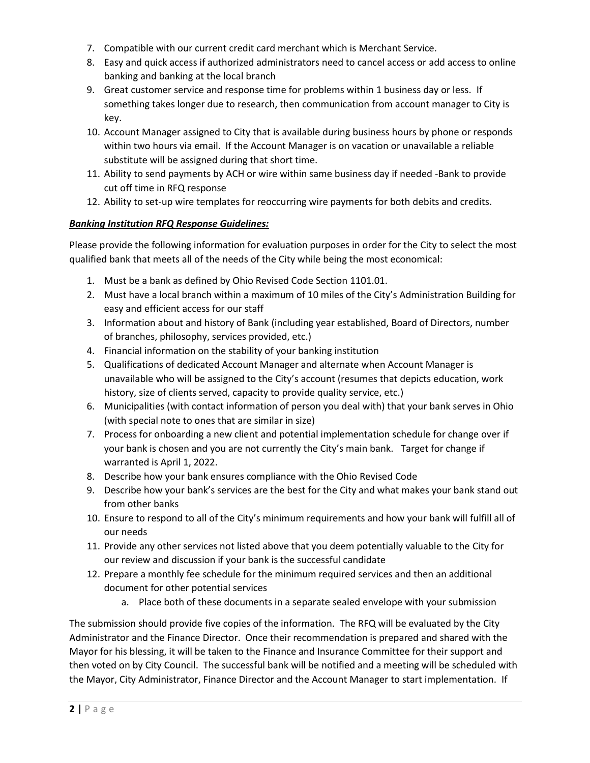7. Compatible with our current credit card merchant which is Merchant Service.
8. Easy and quick access if authorized administrators need to cancel access or add access to online banking and banking at the local branch
9. Great customer service and response time for problems within 1 business day or less. If something takes longer due to research, then communication from account manager to City is key.
10. Account Manager assigned to City that is available during business hours by phone or responds within two hours via email. If the Account Manager is on vacation or unavailable a reliable substitute will be assigned during that short time.
11. Ability to send payments by ACH or wire within same business day if needed -Bank to provide cut off time in RFQ response
12. Ability to set-up wire templates for reoccurring wire payments for both debits and credits.

***Banking Institution RFQ Response Guidelines:***

Please provide the following information for evaluation purposes in order for the City to select the most qualified bank that meets all of the needs of the City while being the most economical:

1. Must be a bank as defined by Ohio Revised Code Section 1101.01.
2. Must have a local branch within a maximum of 10 miles of the City's Administration Building for easy and efficient access for our staff
3. Information about and history of Bank (including year established, Board of Directors, number of branches, philosophy, services provided, etc.)
4. Financial information on the stability of your banking institution
5. Qualifications of dedicated Account Manager and alternate when Account Manager is unavailable who will be assigned to the City's account (resumes that depicts education, work history, size of clients served, capacity to provide quality service, etc.)
6. Municipalities (with contact information of person you deal with) that your bank serves in Ohio (with special note to ones that are similar in size)
7. Process for onboarding a new client and potential implementation schedule for change over if your bank is chosen and you are not currently the City's main bank. Target for change if warranted is April 1, 2022.
8. Describe how your bank ensures compliance with the Ohio Revised Code
9. Describe how your bank's services are the best for the City and what makes your bank stand out from other banks
10. Ensure to respond to all of the City's minimum requirements and how your bank will fulfill all of our needs
11. Provide any other services not listed above that you deem potentially valuable to the City for our review and discussion if your bank is the successful candidate
12. Prepare a monthly fee schedule for the minimum required services and then an additional document for other potential services
    a. Place both of these documents in a separate sealed envelope with your submission

The submission should provide five copies of the information. The RFQ will be evaluated by the City Administrator and the Finance Director. Once their recommendation is prepared and shared with the Mayor for his blessing, it will be taken to the Finance and Insurance Committee for their support and then voted on by City Council. The successful bank will be notified and a meeting will be scheduled with the Mayor, City Administrator, Finance Director and the Account Manager to start implementation. If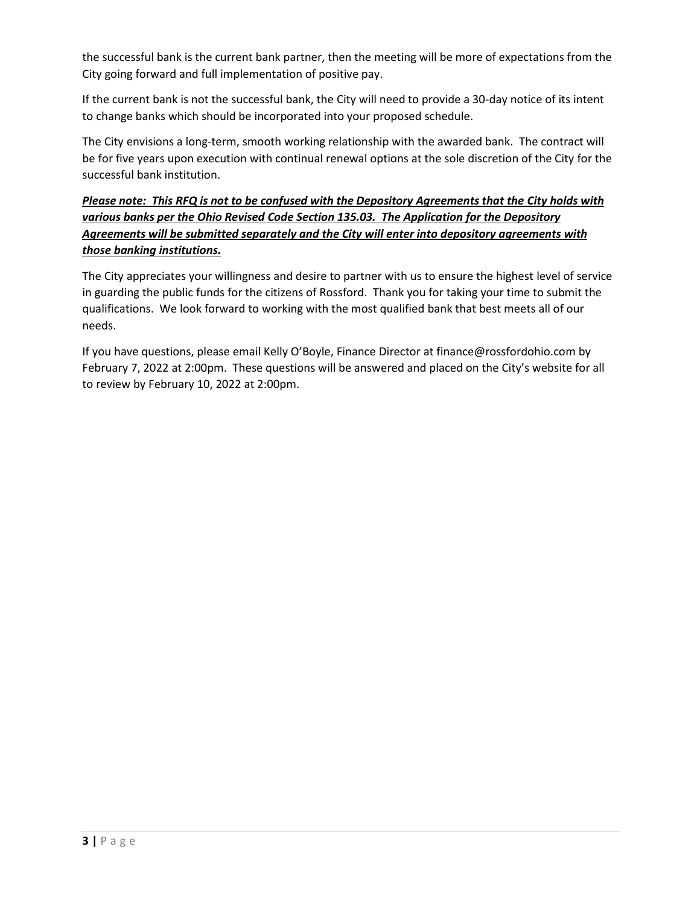the successful bank is the current bank partner, then the meeting will be more of expectations from the City going forward and full implementation of positive pay.

If the current bank is not the successful bank, the City will need to provide a 30-day notice of its intent to change banks which should be incorporated into your proposed schedule.

The City envisions a long-term, smooth working relationship with the awarded bank. The contract will be for five years upon execution with continual renewal options at the sole discretion of the City for the successful bank institution.

***Please note: This RFQ is not to be confused with the Depository Agreements that the City holds with various banks per the Ohio Revised Code Section 135.03. The Application for the Depository Agreements will be submitted separately and the City will enter into depository agreements with those banking institutions.***

The City appreciates your willingness and desire to partner with us to ensure the highest level of service in guarding the public funds for the citizens of Rossford. Thank you for taking your time to submit the qualifications. We look forward to working with the most qualified bank that best meets all of our needs.

If you have questions, please email Kelly O'Boyle, Finance Director at finance@rossfordohio.com by February 7, 2022 at 2:00pm. These questions will be answered and placed on the City's website for all to review by February 10, 2022 at 2:00pm.